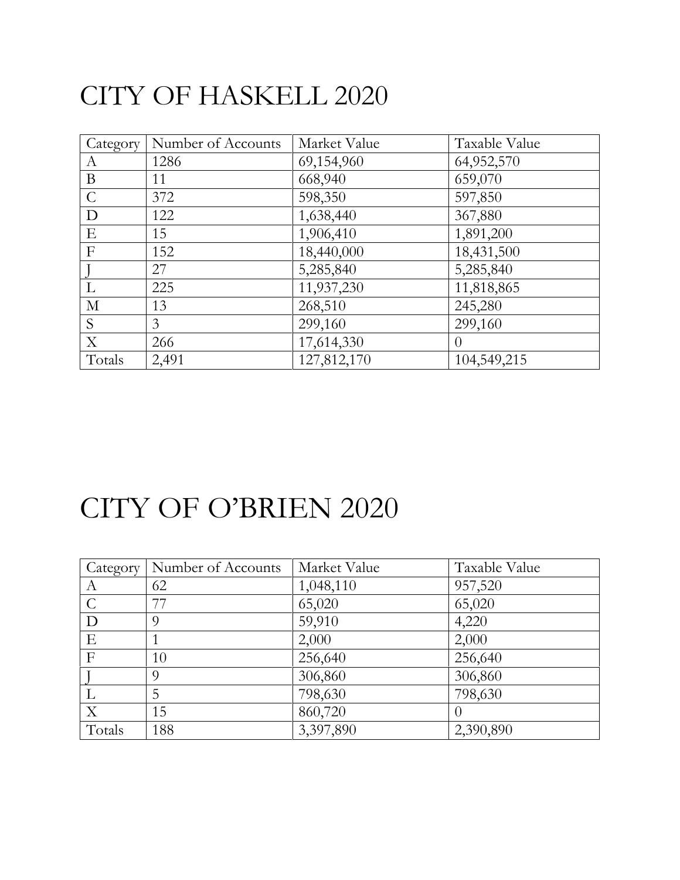# CITY OF HASKELL 2020

| Category | Number of Accounts | Market Value | Taxable Value |
| --- | --- | --- | --- |
| A | 1286 | 69,154,960 | 64,952,570 |
| B | 11 | 668,940 | 659,070 |
| C | 372 | 598,350 | 597,850 |
| D | 122 | 1,638,440 | 367,880 |
| E | 15 | 1,906,410 | 1,891,200 |
| F | 152 | 18,440,000 | 18,431,500 |
| J | 27 | 5,285,840 | 5,285,840 |
| L | 225 | 11,937,230 | 11,818,865 |
| M | 13 | 268,510 | 245,280 |
| S | 3 | 299,160 | 299,160 |
| X | 266 | 17,614,330 | 0 |
| Totals | 2,491 | 127,812,170 | 104,549,215 |

# CITY OF O'BRIEN 2020

| Category | Number of Accounts | Market Value | Taxable Value |
| --- | --- | --- | --- |
| A | 62 | 1,048,110 | 957,520 |
| C | 77 | 65,020 | 65,020 |
| D | 9 | 59,910 | 4,220 |
| E | 1 | 2,000 | 2,000 |
| F | 10 | 256,640 | 256,640 |
| J | 9 | 306,860 | 306,860 |
| L | 5 | 798,630 | 798,630 |
| X | 15 | 860,720 | 0 |
| Totals | 188 | 3,397,890 | 2,390,890 |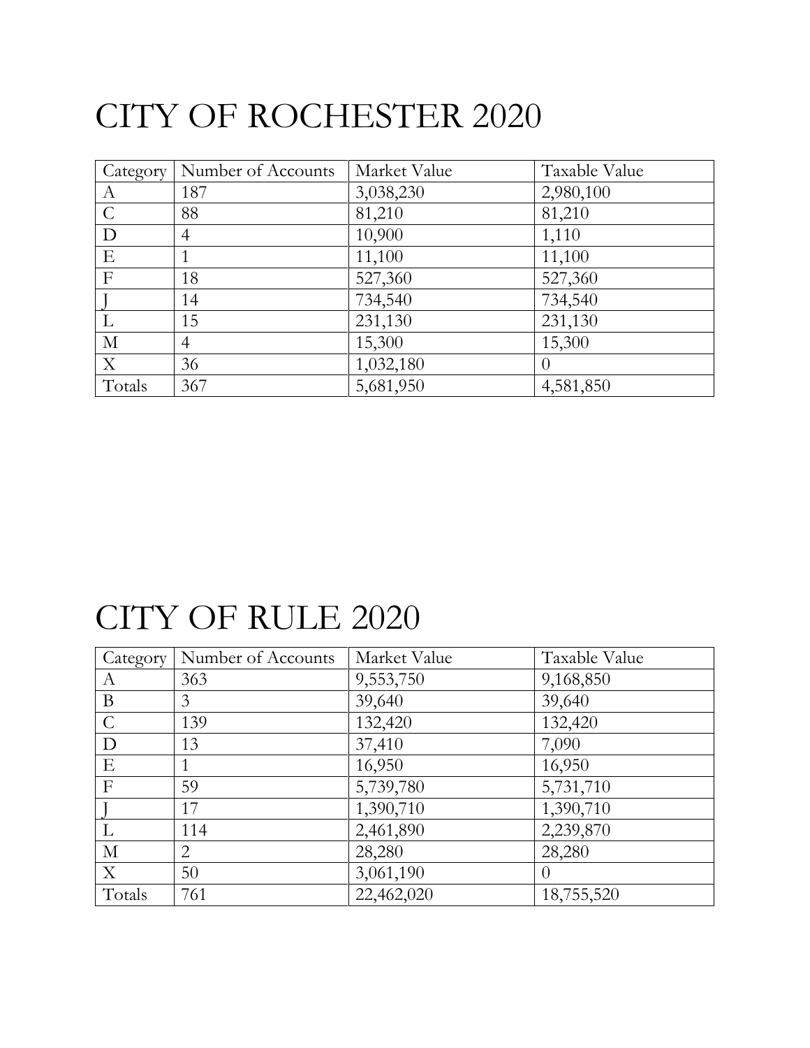# CITY OF ROCHESTER 2020

| Category | Number of Accounts | Market Value | Taxable Value |
|---|---|---|---|
| A | 187 | 3,038,230 | 2,980,100 |
| C | 88 | 81,210 | 81,210 |
| D | 4 | 10,900 | 1,110 |
| E | 1 | 11,100 | 11,100 |
| F | 18 | 527,360 | 527,360 |
| J | 14 | 734,540 | 734,540 |
| L | 15 | 231,130 | 231,130 |
| M | 4 | 15,300 | 15,300 |
| X | 36 | 1,032,180 | 0 |
| Totals | 367 | 5,681,950 | 4,581,850 |

# CITY OF RULE 2020

| Category | Number of Accounts | Market Value | Taxable Value |
|---|---|---|---|
| A | 363 | 9,553,750 | 9,168,850 |
| B | 3 | 39,640 | 39,640 |
| C | 139 | 132,420 | 132,420 |
| D | 13 | 37,410 | 7,090 |
| E | 1 | 16,950 | 16,950 |
| F | 59 | 5,739,780 | 5,731,710 |
| J | 17 | 1,390,710 | 1,390,710 |
| L | 114 | 2,461,890 | 2,239,870 |
| M | 2 | 28,280 | 28,280 |
| X | 50 | 3,061,190 | 0 |
| Totals | 761 | 22,462,020 | 18,755,520 |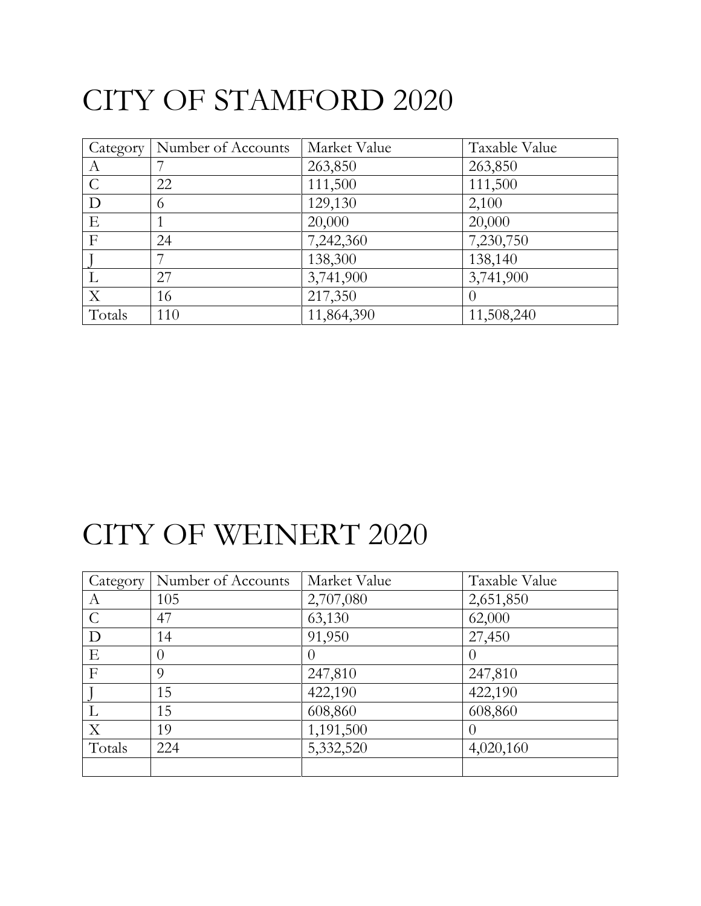# CITY OF STAMFORD 2020

| Category | Number of Accounts | Market Value | Taxable Value |
| --- | --- | --- | --- |
| A | 7 | 263,850 | 263,850 |
| C | 22 | 111,500 | 111,500 |
| D | 6 | 129,130 | 2,100 |
| E | 1 | 20,000 | 20,000 |
| F | 24 | 7,242,360 | 7,230,750 |
| J | 7 | 138,300 | 138,140 |
| L | 27 | 3,741,900 | 3,741,900 |
| X | 16 | 217,350 | 0 |
| Totals | 110 | 11,864,390 | 11,508,240 |

# CITY OF WEINERT 2020

| Category | Number of Accounts | Market Value | Taxable Value |
| --- | --- | --- | --- |
| A | 105 | 2,707,080 | 2,651,850 |
| C | 47 | 63,130 | 62,000 |
| D | 14 | 91,950 | 27,450 |
| E | 0 | 0 | 0 |
| F | 9 | 247,810 | 247,810 |
| J | 15 | 422,190 | 422,190 |
| L | 15 | 608,860 | 608,860 |
| X | 19 | 1,191,500 | 0 |
| Totals | 224 | 5,332,520 | 4,020,160 |
| | | | |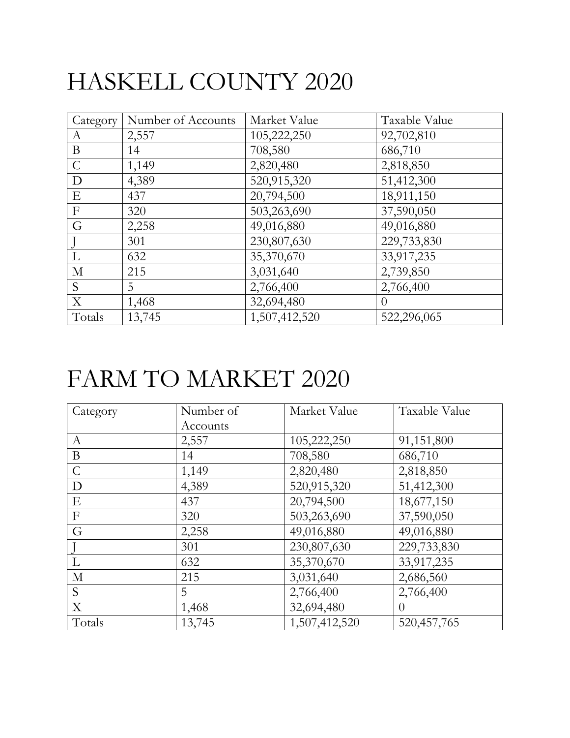# HASKELL COUNTY 2020

| Category | Number of Accounts | Market Value | Taxable Value |
|---|---|---|---|
| A | 2,557 | 105,222,250 | 92,702,810 |
| B | 14 | 708,580 | 686,710 |
| C | 1,149 | 2,820,480 | 2,818,850 |
| D | 4,389 | 520,915,320 | 51,412,300 |
| E | 437 | 20,794,500 | 18,911,150 |
| F | 320 | 503,263,690 | 37,590,050 |
| G | 2,258 | 49,016,880 | 49,016,880 |
| J | 301 | 230,807,630 | 229,733,830 |
| L | 632 | 35,370,670 | 33,917,235 |
| M | 215 | 3,031,640 | 2,739,850 |
| S | 5 | 2,766,400 | 2,766,400 |
| X | 1,468 | 32,694,480 | 0 |
| Totals | 13,745 | 1,507,412,520 | 522,296,065 |

# FARM TO MARKET 2020

| Category | Number of Accounts | Market Value | Taxable Value |
|---|---|---|---|
| A | 2,557 | 105,222,250 | 91,151,800 |
| B | 14 | 708,580 | 686,710 |
| C | 1,149 | 2,820,480 | 2,818,850 |
| D | 4,389 | 520,915,320 | 51,412,300 |
| E | 437 | 20,794,500 | 18,677,150 |
| F | 320 | 503,263,690 | 37,590,050 |
| G | 2,258 | 49,016,880 | 49,016,880 |
| J | 301 | 230,807,630 | 229,733,830 |
| L | 632 | 35,370,670 | 33,917,235 |
| M | 215 | 3,031,640 | 2,686,560 |
| S | 5 | 2,766,400 | 2,766,400 |
| X | 1,468 | 32,694,480 | 0 |
| Totals | 13,745 | 1,507,412,520 | 520,457,765 |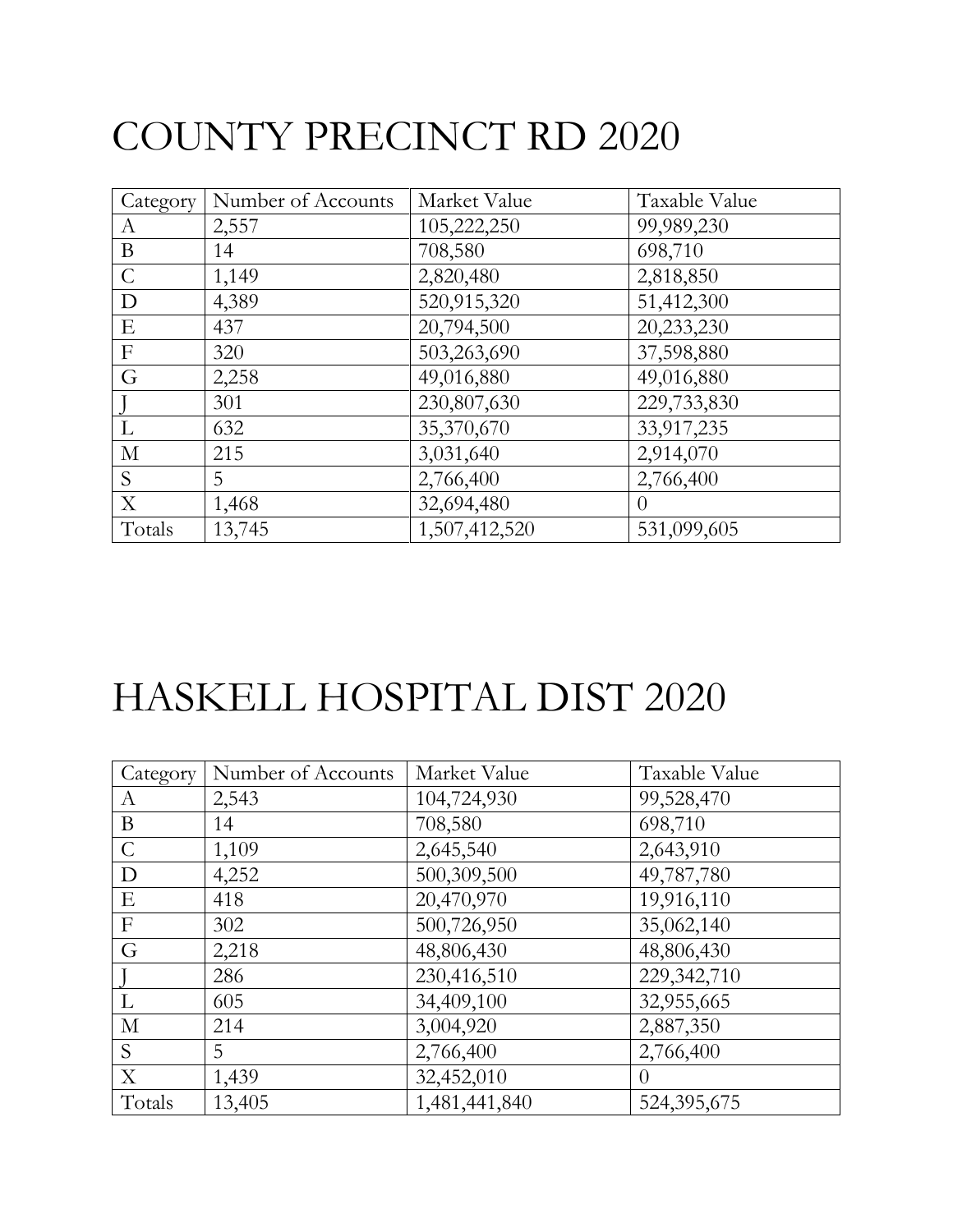# COUNTY PRECINCT RD 2020

| Category | Number of Accounts | Market Value | Taxable Value |
|---|---|---|---|
| A | 2,557 | 105,222,250 | 99,989,230 |
| B | 14 | 708,580 | 698,710 |
| C | 1,149 | 2,820,480 | 2,818,850 |
| D | 4,389 | 520,915,320 | 51,412,300 |
| E | 437 | 20,794,500 | 20,233,230 |
| F | 320 | 503,263,690 | 37,598,880 |
| G | 2,258 | 49,016,880 | 49,016,880 |
| J | 301 | 230,807,630 | 229,733,830 |
| L | 632 | 35,370,670 | 33,917,235 |
| M | 215 | 3,031,640 | 2,914,070 |
| S | 5 | 2,766,400 | 2,766,400 |
| X | 1,468 | 32,694,480 | 0 |
| Totals | 13,745 | 1,507,412,520 | 531,099,605 |

# HASKELL HOSPITAL DIST 2020

| Category | Number of Accounts | Market Value | Taxable Value |
|---|---|---|---|
| A | 2,543 | 104,724,930 | 99,528,470 |
| B | 14 | 708,580 | 698,710 |
| C | 1,109 | 2,645,540 | 2,643,910 |
| D | 4,252 | 500,309,500 | 49,787,780 |
| E | 418 | 20,470,970 | 19,916,110 |
| F | 302 | 500,726,950 | 35,062,140 |
| G | 2,218 | 48,806,430 | 48,806,430 |
| J | 286 | 230,416,510 | 229,342,710 |
| L | 605 | 34,409,100 | 32,955,665 |
| M | 214 | 3,004,920 | 2,887,350 |
| S | 5 | 2,766,400 | 2,766,400 |
| X | 1,439 | 32,452,010 | 0 |
| Totals | 13,405 | 1,481,441,840 | 524,395,675 |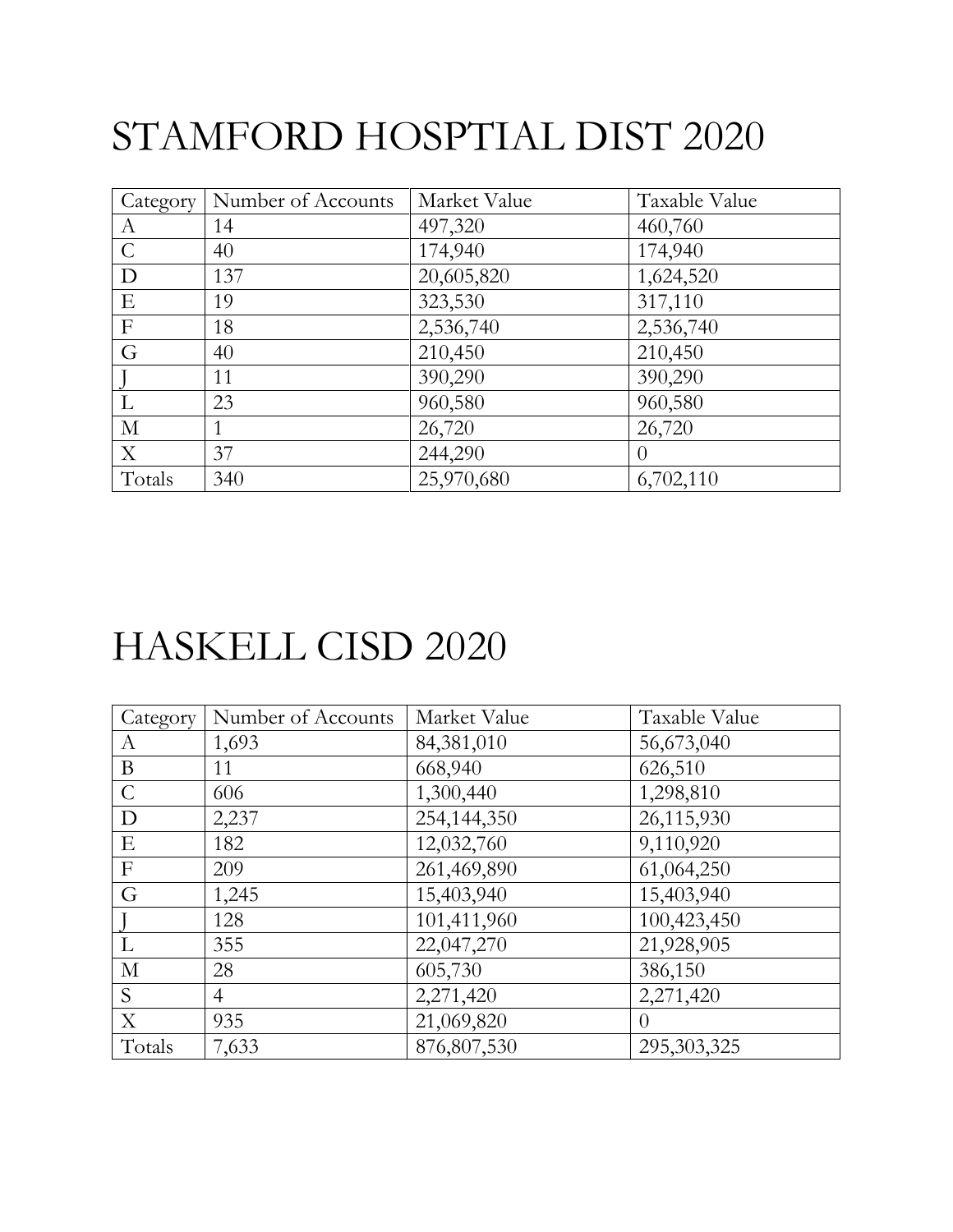# STAMFORD HOSPTIAL DIST 2020

| Category | Number of Accounts | Market Value | Taxable Value |
|---|---|---|---|
| A | 14 | 497,320 | 460,760 |
| C | 40 | 174,940 | 174,940 |
| D | 137 | 20,605,820 | 1,624,520 |
| E | 19 | 323,530 | 317,110 |
| F | 18 | 2,536,740 | 2,536,740 |
| G | 40 | 210,450 | 210,450 |
| J | 11 | 390,290 | 390,290 |
| L | 23 | 960,580 | 960,580 |
| M | 1 | 26,720 | 26,720 |
| X | 37 | 244,290 | 0 |
| Totals | 340 | 25,970,680 | 6,702,110 |

# HASKELL CISD 2020

| Category | Number of Accounts | Market Value | Taxable Value |
|---|---|---|---|
| A | 1,693 | 84,381,010 | 56,673,040 |
| B | 11 | 668,940 | 626,510 |
| C | 606 | 1,300,440 | 1,298,810 |
| D | 2,237 | 254,144,350 | 26,115,930 |
| E | 182 | 12,032,760 | 9,110,920 |
| F | 209 | 261,469,890 | 61,064,250 |
| G | 1,245 | 15,403,940 | 15,403,940 |
| J | 128 | 101,411,960 | 100,423,450 |
| L | 355 | 22,047,270 | 21,928,905 |
| M | 28 | 605,730 | 386,150 |
| S | 4 | 2,271,420 | 2,271,420 |
| X | 935 | 21,069,820 | 0 |
| Totals | 7,633 | 876,807,530 | 295,303,325 |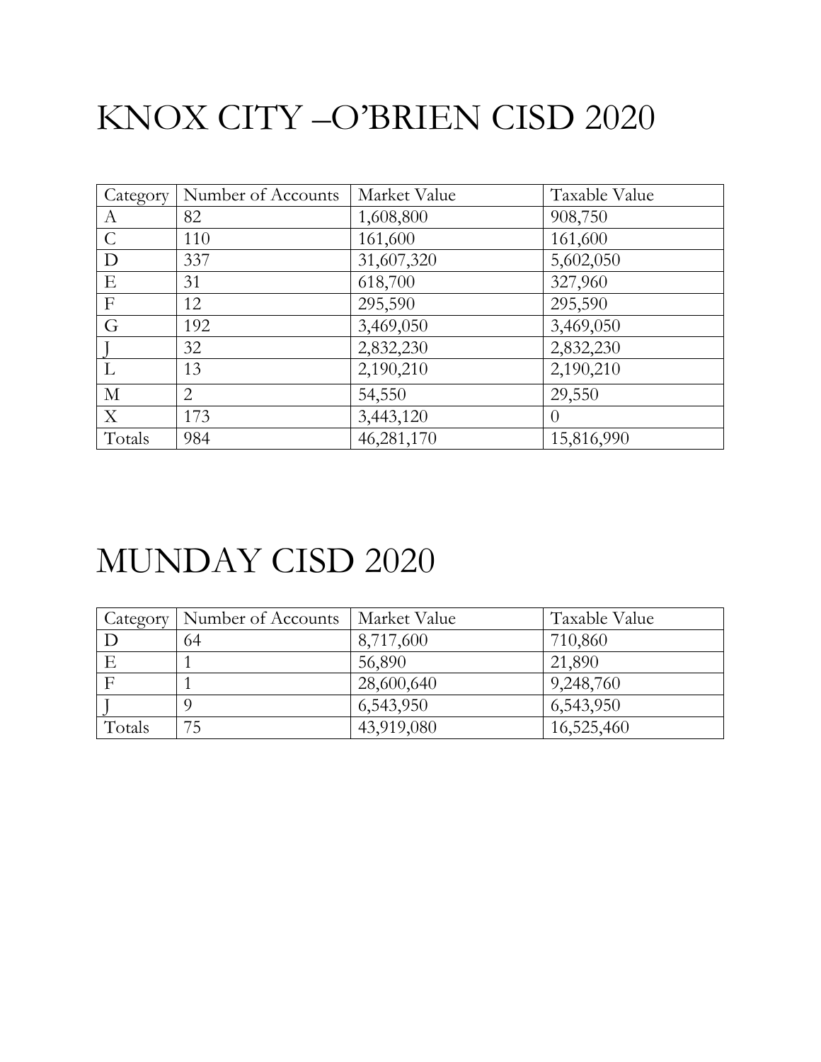# KNOX CITY –O'BRIEN CISD 2020

| Category | Number of Accounts | Market Value | Taxable Value |
|---|---|---|---|
| A | 82 | 1,608,800 | 908,750 |
| C | 110 | 161,600 | 161,600 |
| D | 337 | 31,607,320 | 5,602,050 |
| E | 31 | 618,700 | 327,960 |
| F | 12 | 295,590 | 295,590 |
| G | 192 | 3,469,050 | 3,469,050 |
| J | 32 | 2,832,230 | 2,832,230 |
| L | 13 | 2,190,210 | 2,190,210 |
| M | 2 | 54,550 | 29,550 |
| X | 173 | 3,443,120 | 0 |
| Totals | 984 | 46,281,170 | 15,816,990 |

# MUNDAY CISD 2020

| Category | Number of Accounts | Market Value | Taxable Value |
|---|---|---|---|
| D | 64 | 8,717,600 | 710,860 |
| E | 1 | 56,890 | 21,890 |
| F | 1 | 28,600,640 | 9,248,760 |
| J | 9 | 6,543,950 | 6,543,950 |
| Totals | 75 | 43,919,080 | 16,525,460 |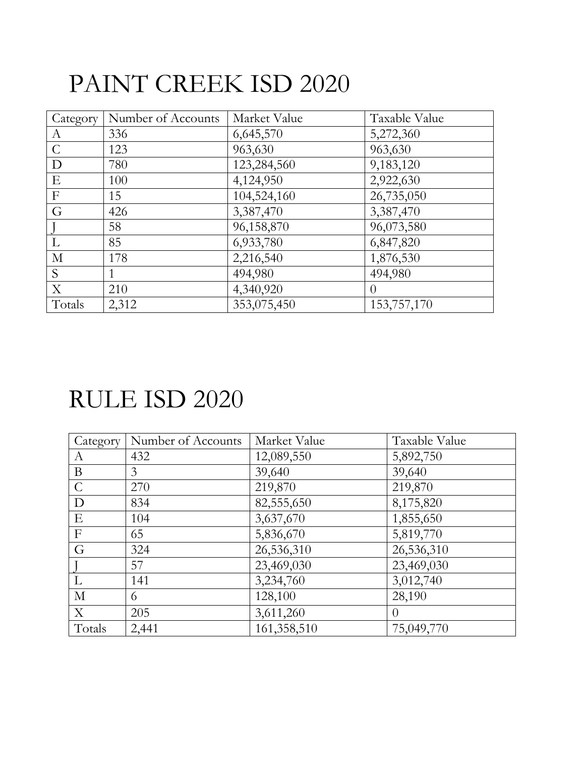# PAINT CREEK ISD 2020

| Category | Number of Accounts | Market Value | Taxable Value |
|---|---|---|---|
| A | 336 | 6,645,570 | 5,272,360 |
| C | 123 | 963,630 | 963,630 |
| D | 780 | 123,284,560 | 9,183,120 |
| E | 100 | 4,124,950 | 2,922,630 |
| F | 15 | 104,524,160 | 26,735,050 |
| G | 426 | 3,387,470 | 3,387,470 |
| J | 58 | 96,158,870 | 96,073,580 |
| L | 85 | 6,933,780 | 6,847,820 |
| M | 178 | 2,216,540 | 1,876,530 |
| S | 1 | 494,980 | 494,980 |
| X | 210 | 4,340,920 | 0 |
| Totals | 2,312 | 353,075,450 | 153,757,170 |

# RULE ISD 2020

| Category | Number of Accounts | Market Value | Taxable Value |
|---|---|---|---|
| A | 432 | 12,089,550 | 5,892,750 |
| B | 3 | 39,640 | 39,640 |
| C | 270 | 219,870 | 219,870 |
| D | 834 | 82,555,650 | 8,175,820 |
| E | 104 | 3,637,670 | 1,855,650 |
| F | 65 | 5,836,670 | 5,819,770 |
| G | 324 | 26,536,310 | 26,536,310 |
| J | 57 | 23,469,030 | 23,469,030 |
| L | 141 | 3,234,760 | 3,012,740 |
| M | 6 | 128,100 | 28,190 |
| X | 205 | 3,611,260 | 0 |
| Totals | 2,441 | 161,358,510 | 75,049,770 |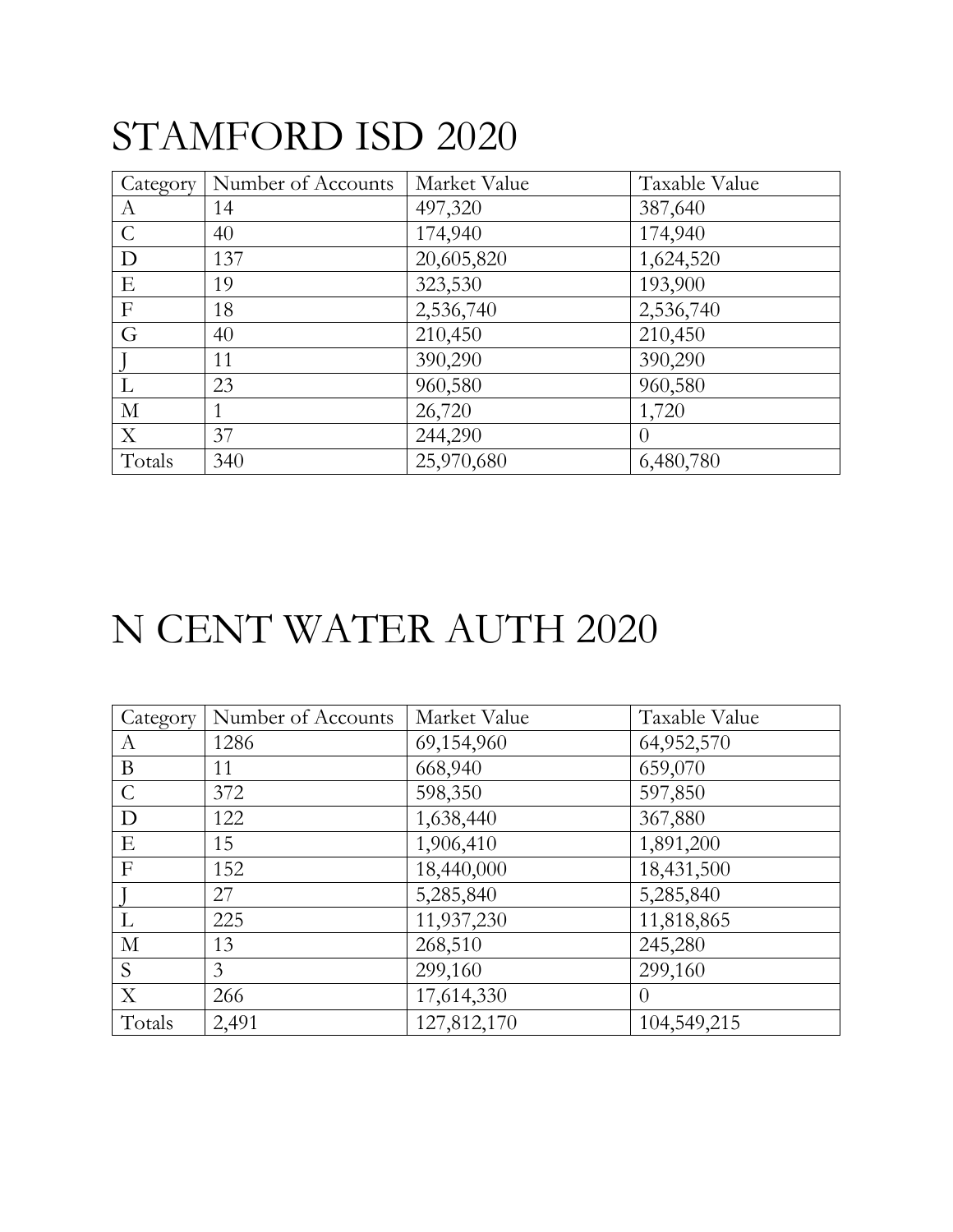# STAMFORD ISD 2020

| Category | Number of Accounts | Market Value | Taxable Value |
| --- | --- | --- | --- |
| A | 14 | 497,320 | 387,640 |
| C | 40 | 174,940 | 174,940 |
| D | 137 | 20,605,820 | 1,624,520 |
| E | 19 | 323,530 | 193,900 |
| F | 18 | 2,536,740 | 2,536,740 |
| G | 40 | 210,450 | 210,450 |
| J | 11 | 390,290 | 390,290 |
| L | 23 | 960,580 | 960,580 |
| M | 1 | 26,720 | 1,720 |
| X | 37 | 244,290 | 0 |
| Totals | 340 | 25,970,680 | 6,480,780 |

# N CENT WATER AUTH 2020

| Category | Number of Accounts | Market Value | Taxable Value |
| --- | --- | --- | --- |
| A | 1286 | 69,154,960 | 64,952,570 |
| B | 11 | 668,940 | 659,070 |
| C | 372 | 598,350 | 597,850 |
| D | 122 | 1,638,440 | 367,880 |
| E | 15 | 1,906,410 | 1,891,200 |
| F | 152 | 18,440,000 | 18,431,500 |
| J | 27 | 5,285,840 | 5,285,840 |
| L | 225 | 11,937,230 | 11,818,865 |
| M | 13 | 268,510 | 245,280 |
| S | 3 | 299,160 | 299,160 |
| X | 266 | 17,614,330 | 0 |
| Totals | 2,491 | 127,812,170 | 104,549,215 |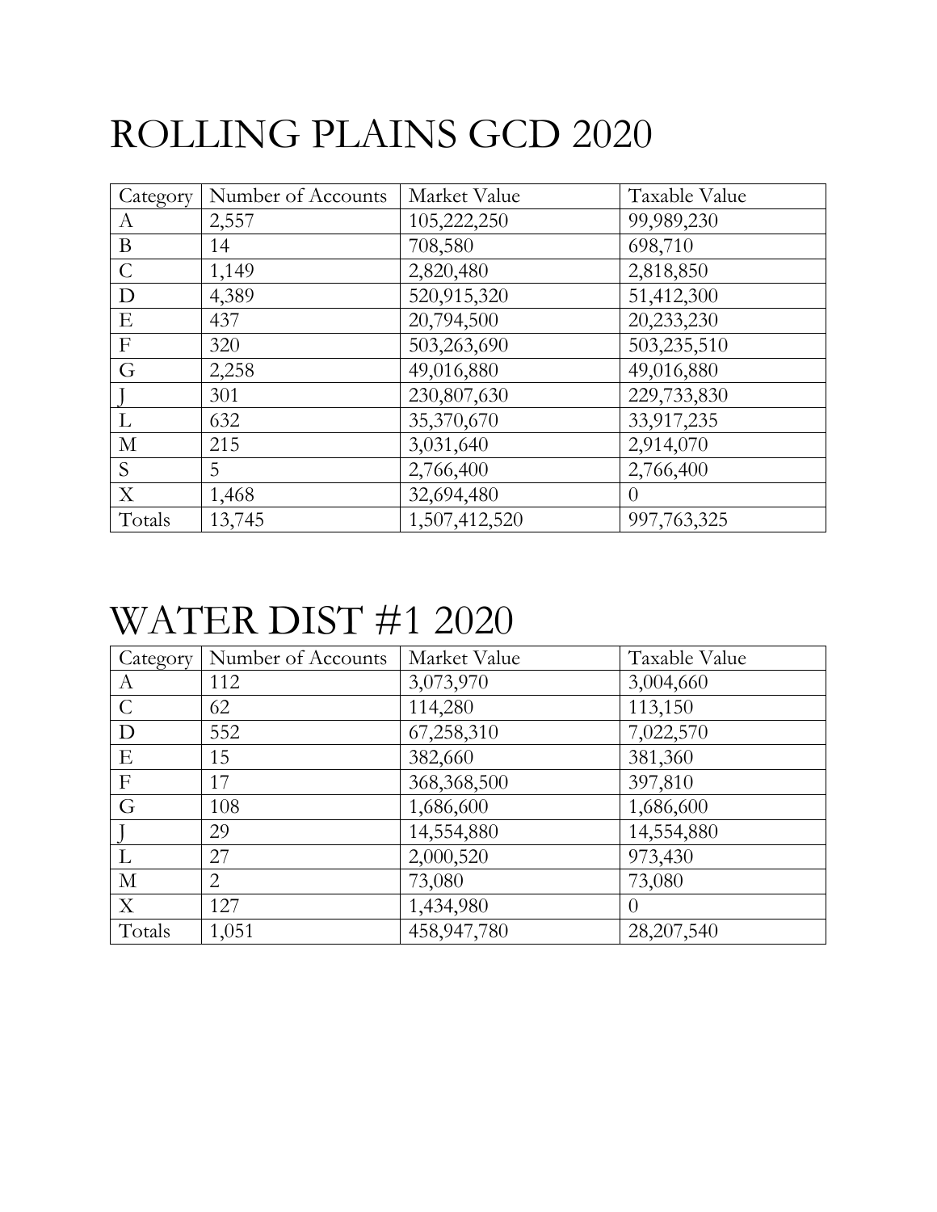# ROLLING PLAINS GCD 2020

| Category | Number of Accounts | Market Value | Taxable Value |
|---|---|---|---|
| A | 2,557 | 105,222,250 | 99,989,230 |
| B | 14 | 708,580 | 698,710 |
| C | 1,149 | 2,820,480 | 2,818,850 |
| D | 4,389 | 520,915,320 | 51,412,300 |
| E | 437 | 20,794,500 | 20,233,230 |
| F | 320 | 503,263,690 | 503,235,510 |
| G | 2,258 | 49,016,880 | 49,016,880 |
| J | 301 | 230,807,630 | 229,733,830 |
| L | 632 | 35,370,670 | 33,917,235 |
| M | 215 | 3,031,640 | 2,914,070 |
| S | 5 | 2,766,400 | 2,766,400 |
| X | 1,468 | 32,694,480 | 0 |
| Totals | 13,745 | 1,507,412,520 | 997,763,325 |

# WATER DIST #1 2020

| Category | Number of Accounts | Market Value | Taxable Value |
|---|---|---|---|
| A | 112 | 3,073,970 | 3,004,660 |
| C | 62 | 114,280 | 113,150 |
| D | 552 | 67,258,310 | 7,022,570 |
| E | 15 | 382,660 | 381,360 |
| F | 17 | 368,368,500 | 397,810 |
| G | 108 | 1,686,600 | 1,686,600 |
| J | 29 | 14,554,880 | 14,554,880 |
| L | 27 | 2,000,520 | 973,430 |
| M | 2 | 73,080 | 73,080 |
| X | 127 | 1,434,980 | 0 |
| Totals | 1,051 | 458,947,780 | 28,207,540 |